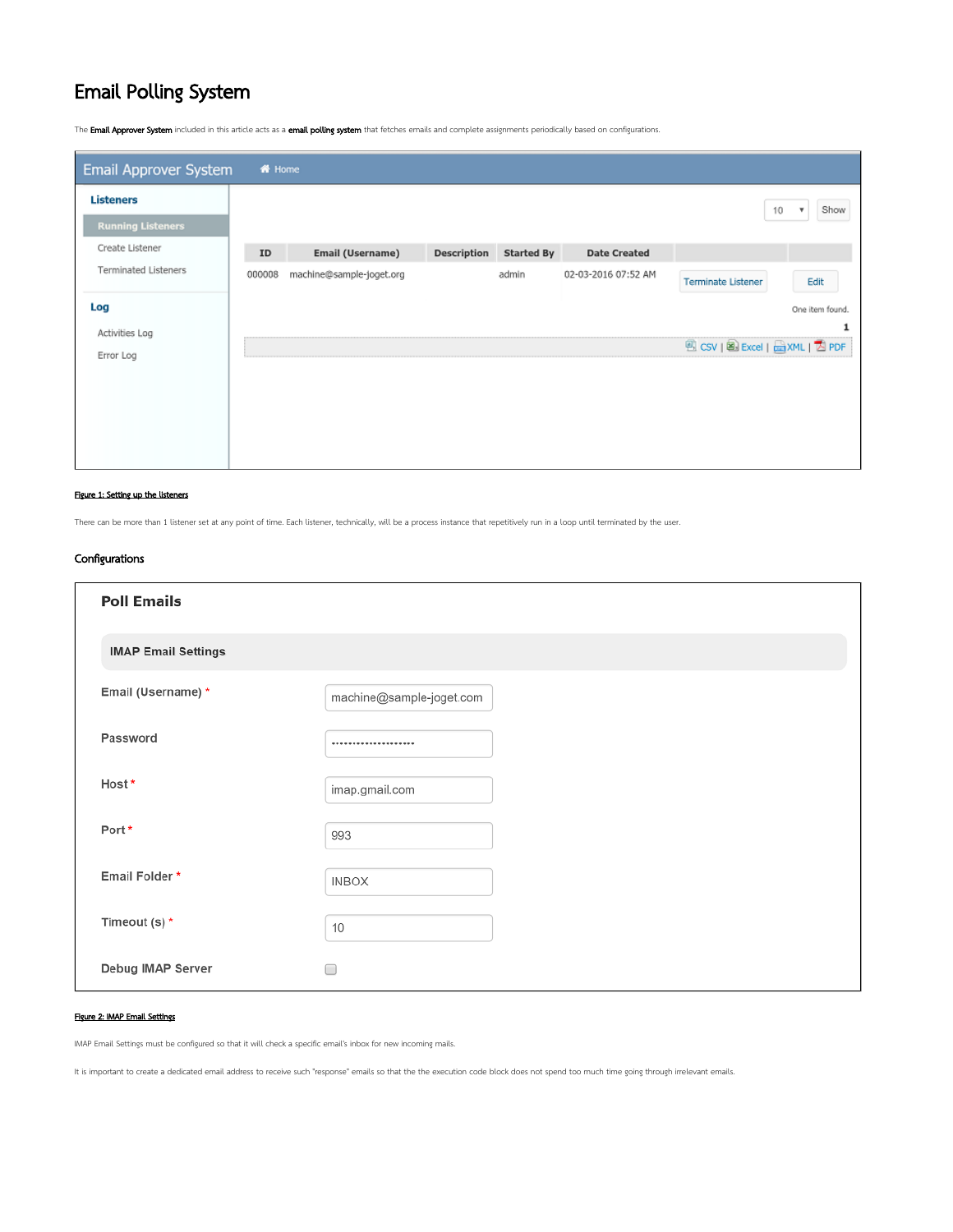# Email Polling System

The **Email Approver System** included in this article acts as a **email polling system** that fetches emails and complete assignments periodically based on configurations.

Figure 1: Setting up the listeners

There can be more than 1 listener set at any point of time. Each listener, technically, will be a process instance that repetitively run in a loop until terminated by the user.

## Configurations

Figure 2: IMAP Email Settings

IMAP Email Settings must be configured so that it will check a specific email's inbox for new incoming mails.

It is important to create a dedicated email address to receive such "response" emails so that the the execution code block does not spend too much time going through irrelevant emails.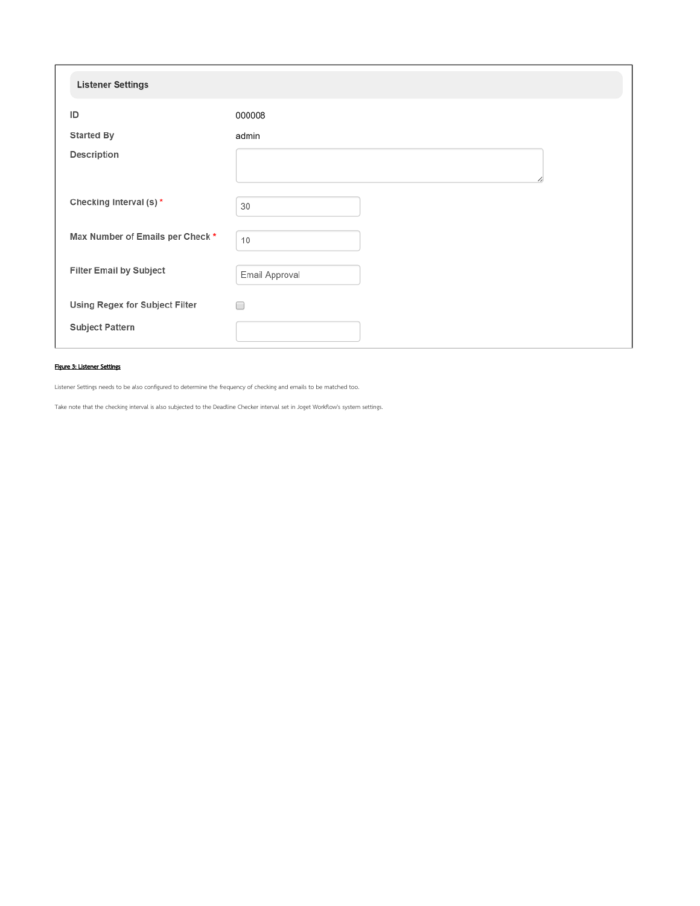**Listener Settings**

| | |
|---|---|
| ID | 000008 |
| Started By | admin |
| Description | |
| Checking Interval (s) * | 30 |
| Max Number of Emails per Check * | 10 |
| Filter Email by Subject | Email Approval |
| Using Regex for Subject Filter | ☐ |
| Subject Pattern | |

Figure 3: Listener Settings

Listener Settings needs to be also configured to determine the frequency of checking and emails to be matched too.

Take note that the checking interval is also subjected to the Deadline Checker interval set in Joget Workflow's system settings.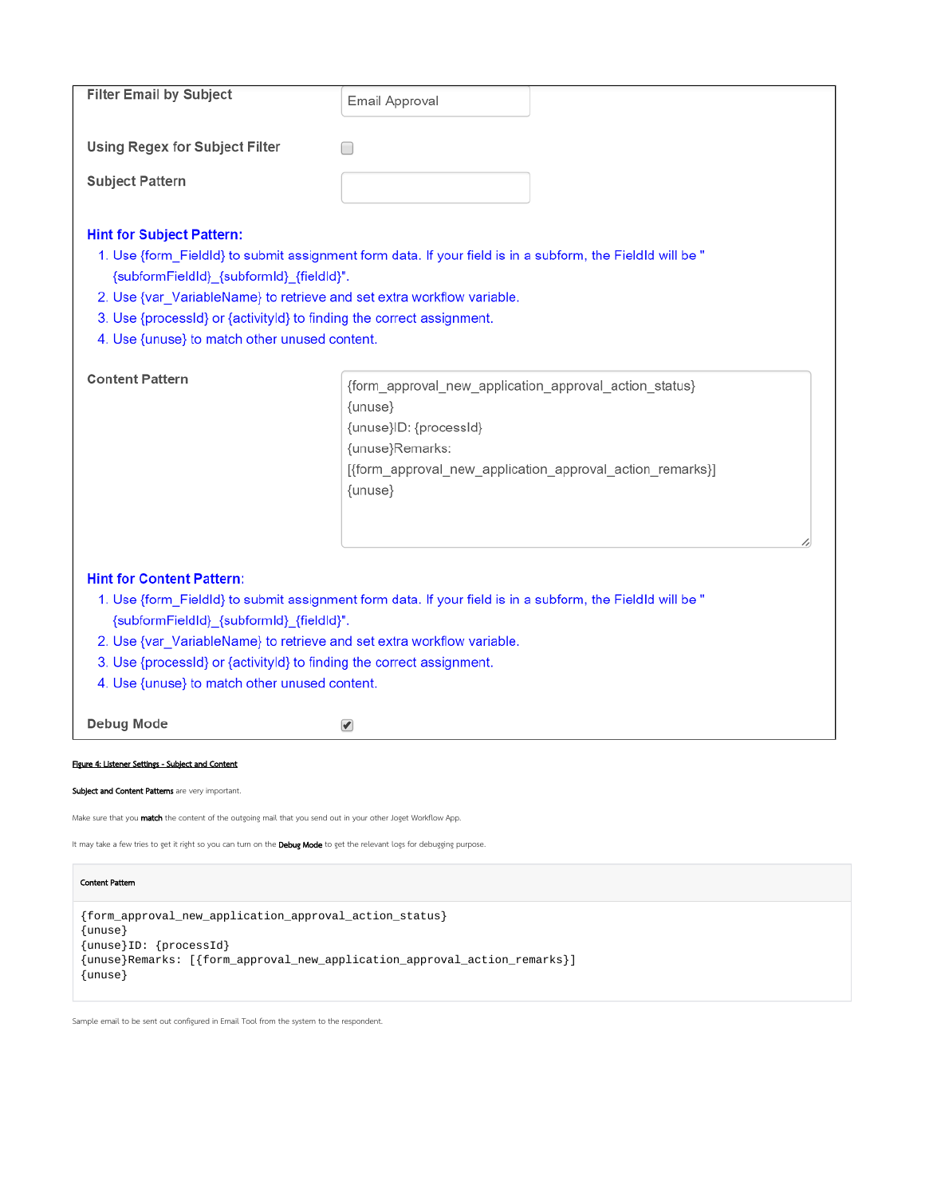| | |
|---|---|
| **Filter Email by Subject** | Email Approval |
| **Using Regex for Subject Filter** | ☐ |
| **Subject Pattern** | |

**Hint for Subject Pattern:**

1. Use {form_FieldId} to submit assignment form data. If your field is in a subform, the FieldId will be "{subformFieldId}_{subformId}_{fieldId}".
2. Use {var_VariableName} to retrieve and set extra workflow variable.
3. Use {processId} or {activityId} to finding the correct assignment.
4. Use {unuse} to match other unused content.

**Content Pattern**

```
{form_approval_new_application_approval_action_status}
{unuse}
{unuse}ID: {processId}
{unuse}Remarks:
[{form_approval_new_application_approval_action_remarks}]
{unuse}
```

**Hint for Content Pattern:**

1. Use {form_FieldId} to submit assignment form data. If your field is in a subform, the FieldId will be "{subformFieldId}_{subformId}_{fieldId}".
2. Use {var_VariableName} to retrieve and set extra workflow variable.
3. Use {processId} or {activityId} to finding the correct assignment.
4. Use {unuse} to match other unused content.

**Debug Mode** ☑

Figure 4: Listener Settings - Subject and Content

**Subject and Content Patterns** are very important.

Make sure that you **match** the content of the outgoing mail that you send out in your other Joget Workflow App.

It may take a few tries to get it right so you can turn on the **Debug Mode** to get the relevant logs for debugging purpose.

**Content Pattern**

```
{form_approval_new_application_approval_action_status}
{unuse}
{unuse}ID: {processId}
{unuse}Remarks: [{form_approval_new_application_approval_action_remarks}]
{unuse}
```

Sample email to be sent out configured in Email Tool from the system to the respondent.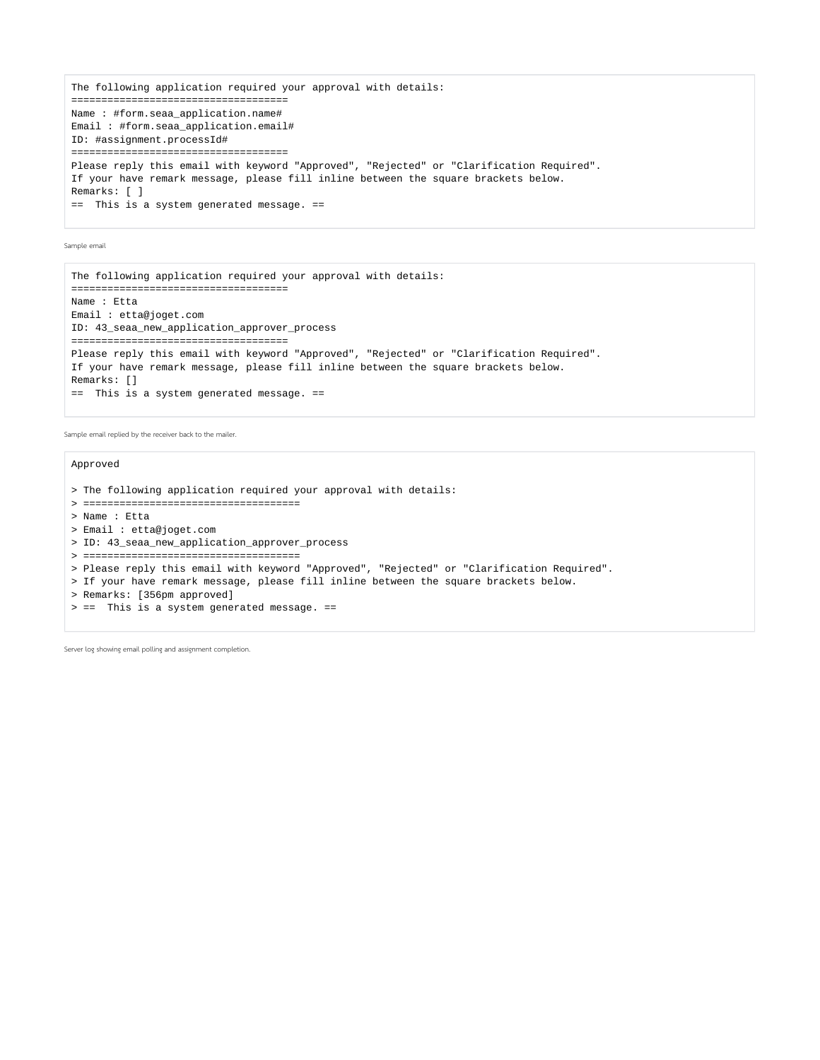```
The following application required your approval with details:
====================================
Name : #form.seaa_application.name#
Email : #form.seaa_application.email#
ID: #assignment.processId#
====================================
Please reply this email with keyword "Approved", "Rejected" or "Clarification Required".
If your have remark message, please fill inline between the square brackets below.
Remarks: [ ]
==  This is a system generated message. ==
```

Sample email

```
The following application required your approval with details:
====================================
Name : Etta
Email : etta@joget.com
ID: 43_seaa_new_application_approver_process
====================================
Please reply this email with keyword "Approved", "Rejected" or "Clarification Required".
If your have remark message, please fill inline between the square brackets below.
Remarks: []
==  This is a system generated message. ==
```

Sample email replied by the receiver back to the mailer.

```
Approved

> The following application required your approval with details:
> ====================================
> Name : Etta
> Email : etta@joget.com
> ID: 43_seaa_new_application_approver_process
> ====================================
> Please reply this email with keyword "Approved", "Rejected" or "Clarification Required".
> If your have remark message, please fill inline between the square brackets below.
> Remarks: [356pm approved]
> ==  This is a system generated message. ==
```

Server log showing email polling and assignment completion.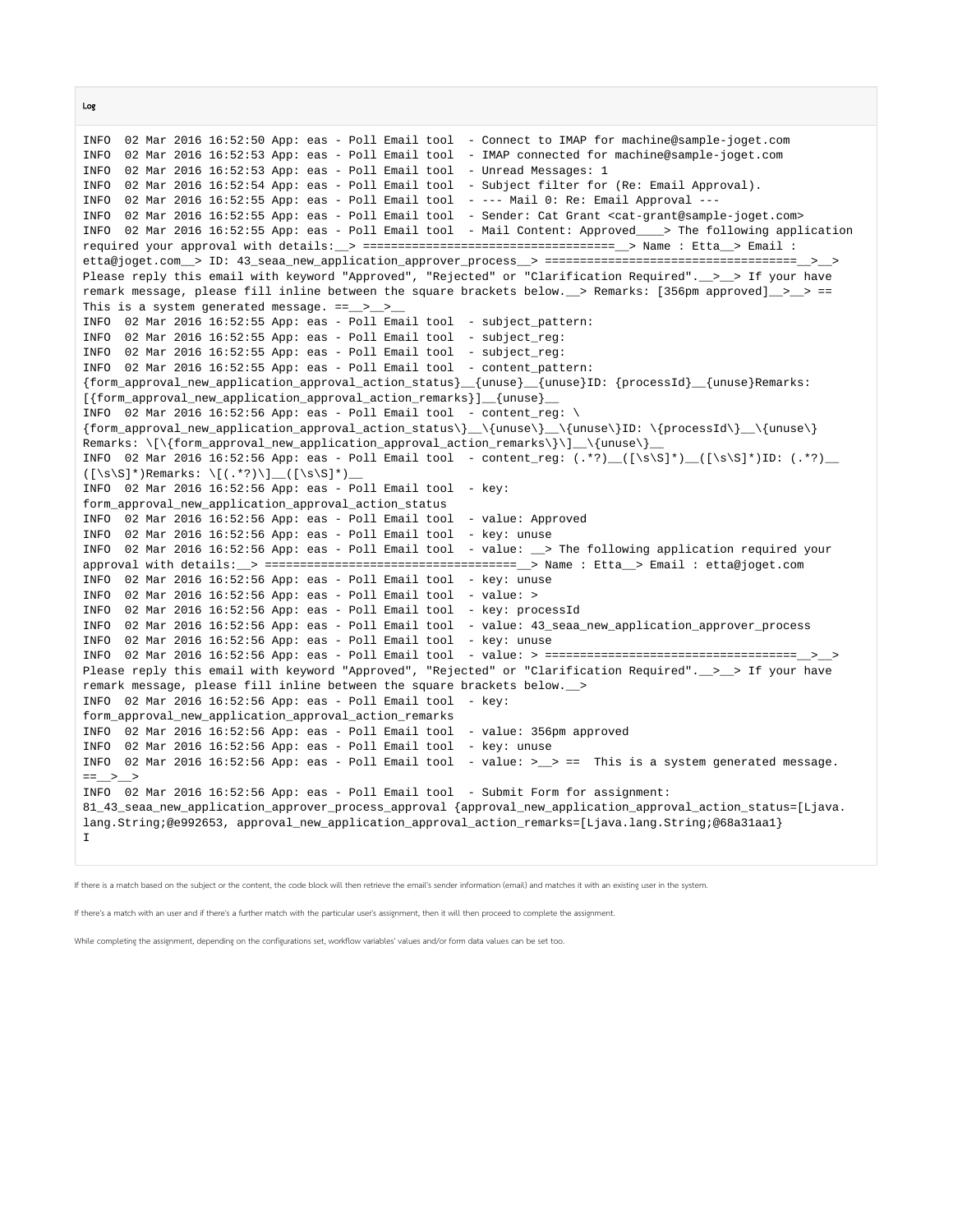Log

```
INFO  02 Mar 2016 16:52:50 App: eas - Poll Email tool  - Connect to IMAP for machine@sample-joget.com
INFO  02 Mar 2016 16:52:53 App: eas - Poll Email tool  - IMAP connected for machine@sample-joget.com
INFO  02 Mar 2016 16:52:53 App: eas - Poll Email tool  - Unread Messages: 1
INFO  02 Mar 2016 16:52:54 App: eas - Poll Email tool  - Subject filter for (Re: Email Approval).
INFO  02 Mar 2016 16:52:55 App: eas - Poll Email tool  - --- Mail 0: Re: Email Approval ---
INFO  02 Mar 2016 16:52:55 App: eas - Poll Email tool  - Sender: Cat Grant <cat-grant@sample-joget.com>
INFO  02 Mar 2016 16:52:55 App: eas - Poll Email tool  - Mail Content: Approved____> The following application
required your approval with details:__> ===================================__> Name : Etta__> Email :
etta@joget.com__> ID: 43_seaa_new_application_approver_process__> ===================================__>__>
Please reply this email with keyword "Approved", "Rejected" or "Clarification Required".__>__> If your have
remark message, please fill inline between the square brackets below.__> Remarks: [356pm approved]__>__> ==
This is a system generated message. ==__>__>__
INFO  02 Mar 2016 16:52:55 App: eas - Poll Email tool  - subject_pattern:
INFO  02 Mar 2016 16:52:55 App: eas - Poll Email tool  - subject_reg:
INFO  02 Mar 2016 16:52:55 App: eas - Poll Email tool  - subject_reg:
INFO  02 Mar 2016 16:52:55 App: eas - Poll Email tool  - content_pattern:
{form_approval_new_application_approval_action_status}__{unuse}__{unuse}ID: {processId}__{unuse}Remarks:
[{form_approval_new_application_approval_action_remarks}]__{unuse}__
INFO  02 Mar 2016 16:52:56 App: eas - Poll Email tool  - content_reg: \
{form_approval_new_application_approval_action_status\}__\{unuse\}__\{unuse\}ID: \{processId\}__\{unuse\}
Remarks: \[\{form_approval_new_application_approval_action_remarks\}\]__\{unuse\}__
INFO  02 Mar 2016 16:52:56 App: eas - Poll Email tool  - content_reg: (.*?)__([\s\S]*)__([\s\S]*)ID: (.*?)__
([\s\S]*)Remarks: \[(.*?)\]__([\s\S]*)__
INFO  02 Mar 2016 16:52:56 App: eas - Poll Email tool  - key:
form_approval_new_application_approval_action_status
INFO  02 Mar 2016 16:52:56 App: eas - Poll Email tool  - value: Approved
INFO  02 Mar 2016 16:52:56 App: eas - Poll Email tool  - key: unuse
INFO  02 Mar 2016 16:52:56 App: eas - Poll Email tool  - value: __> The following application required your
approval with details:__> ===================================__> Name : Etta__> Email : etta@joget.com
INFO  02 Mar 2016 16:52:56 App: eas - Poll Email tool  - key: unuse
INFO  02 Mar 2016 16:52:56 App: eas - Poll Email tool  - value: >
INFO  02 Mar 2016 16:52:56 App: eas - Poll Email tool  - key: processId
INFO  02 Mar 2016 16:52:56 App: eas - Poll Email tool  - value: 43_seaa_new_application_approver_process
INFO  02 Mar 2016 16:52:56 App: eas - Poll Email tool  - key: unuse
INFO  02 Mar 2016 16:52:56 App: eas - Poll Email tool  - value: > ===================================__>__>
Please reply this email with keyword "Approved", "Rejected" or "Clarification Required".__>__> If your have
remark message, please fill inline between the square brackets below.__>
INFO  02 Mar 2016 16:52:56 App: eas - Poll Email tool  - key:
form_approval_new_application_approval_action_remarks
INFO  02 Mar 2016 16:52:56 App: eas - Poll Email tool  - value: 356pm approved
INFO  02 Mar 2016 16:52:56 App: eas - Poll Email tool  - key: unuse
INFO  02 Mar 2016 16:52:56 App: eas - Poll Email tool  - value: >__> ==  This is a system generated message.
==__>__>
INFO  02 Mar 2016 16:52:56 App: eas - Poll Email tool  - Submit Form for assignment:
81_43_seaa_new_application_approver_process_approval {approval_new_application_approval_action_status=[Ljava.
lang.String;@e992653, approval_new_application_approval_action_remarks=[Ljava.lang.String;@68a31aa1}
I
```

If there is a match based on the subject or the content, the code block will then retrieve the email's sender information (email) and matches it with an existing user in the system.

If there's a match with an user and if there's a further match with the particular user's assignment, then it will then proceed to complete the assignment.

While completing the assignment, depending on the configurations set, workflow variables' values and/or form data values can be set too.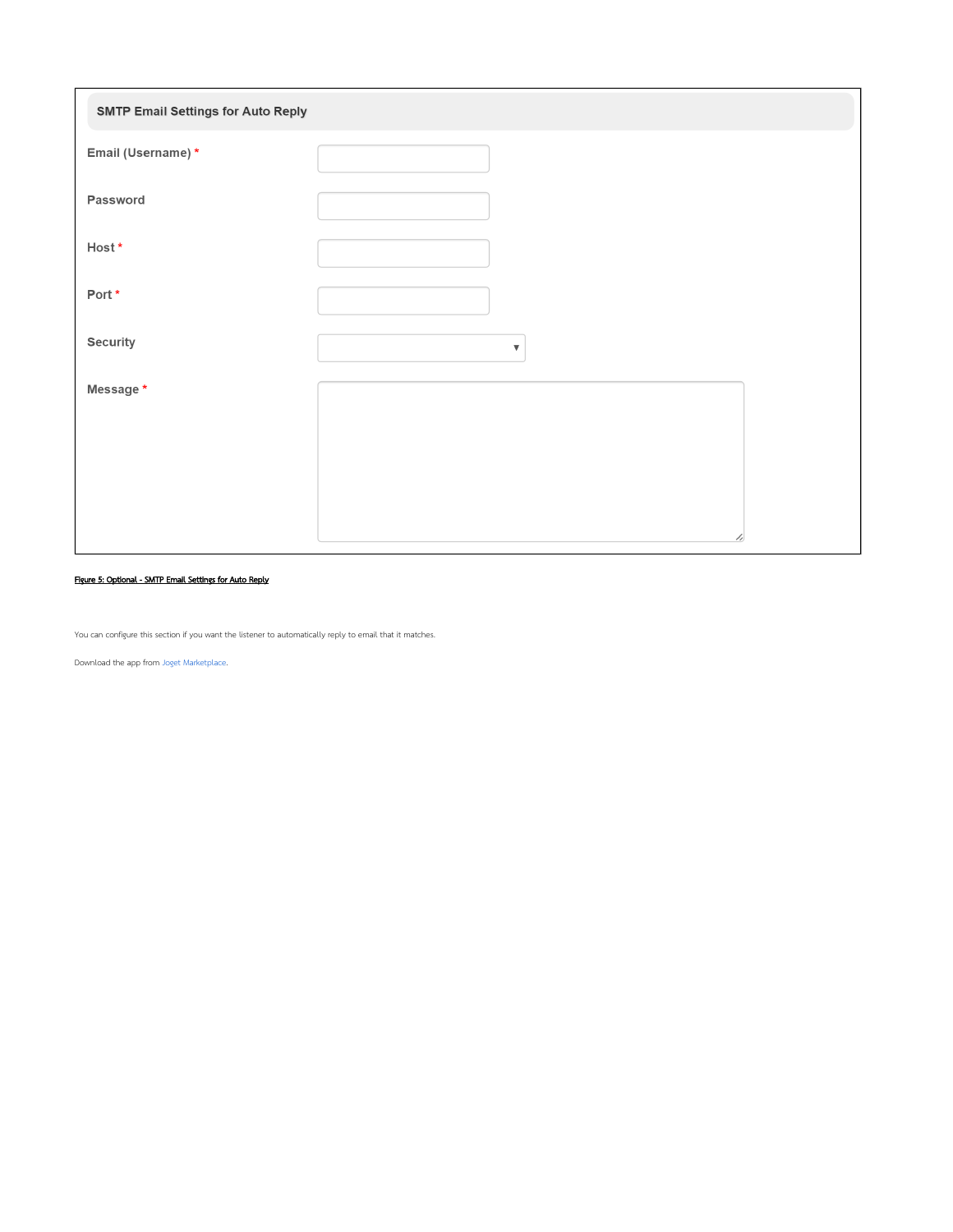**SMTP Email Settings for Auto Reply**

Email (Username) *

Password

Host *

Port *

Security

Message *

Figure 5: Optional - SMTP Email Settings for Auto Reply

You can configure this section if you want the listener to automatically reply to email that it matches.

Download the app from Joget Marketplace.